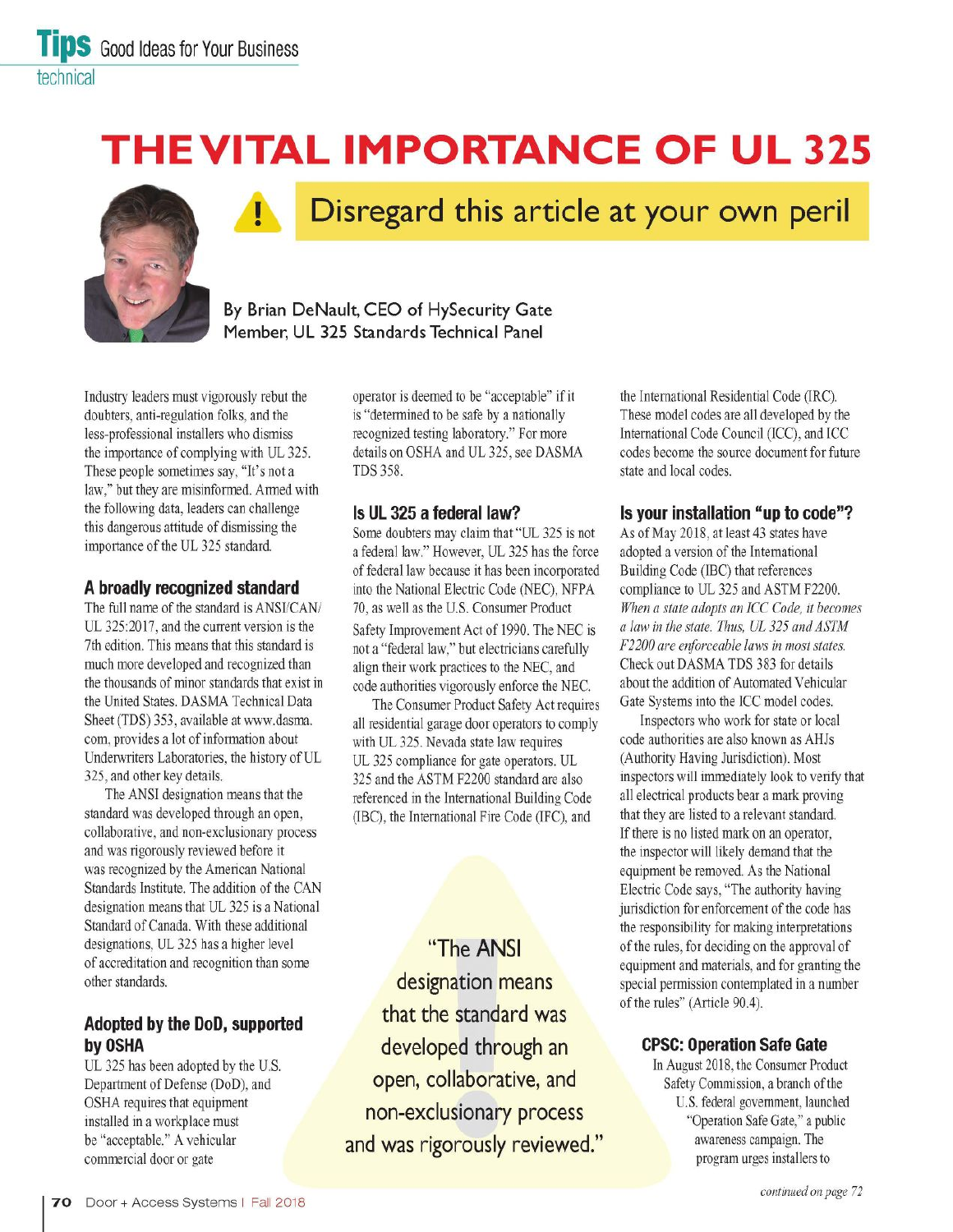# THE VITAL IMPORTANCE OF UL 325

## Disregard this article at your own peril

By Brian DeNault, CEO of HySecurity Gate
Member, UL 325 Standards Technical Panel

Industry leaders must vigorously rebut the doubters, anti-regulation folks, and the less-professional installers who dismiss the importance of complying with UL 325. These people sometimes say, "It's not a law," but they are misinformed. Armed with the following data, leaders can challenge this dangerous attitude of dismissing the importance of the UL 325 standard.

### A broadly recognized standard

The full name of the standard is ANSI/CAN/UL 325:2017, and the current version is the 7th edition. This means that this standard is much more developed and recognized than the thousands of minor standards that exist in the United States. DASMA Technical Data Sheet (TDS) 353, available at www.dasma.com, provides a lot of information about Underwriters Laboratories, the history of UL 325, and other key details.

The ANSI designation means that the standard was developed through an open, collaborative, and non-exclusionary process and was rigorously reviewed before it was recognized by the American National Standards Institute. The addition of the CAN designation means that UL 325 is a National Standard of Canada. With these additional designations, UL 325 has a higher level of accreditation and recognition than some other standards.

### Adopted by the DoD, supported by OSHA

UL 325 has been adopted by the U.S. Department of Defense (DoD), and OSHA requires that equipment installed in a workplace must be "acceptable." A vehicular commercial door or gate operator is deemed to be "acceptable" if it is "determined to be safe by a nationally recognized testing laboratory." For more details on OSHA and UL 325, see DASMA TDS 358.

### Is UL 325 a federal law?

Some doubters may claim that "UL 325 is not a federal law." However, UL 325 has the force of federal law because it has been incorporated into the National Electric Code (NEC), NFPA 70, as well as the U.S. Consumer Product Safety Improvement Act of 1990. The NEC is not a "federal law," but electricians carefully align their work practices to the NEC, and code authorities vigorously enforce the NEC.

The Consumer Product Safety Act requires all residential garage door operators to comply with UL 325. Nevada state law requires UL 325 compliance for gate operators. UL 325 and the ASTM F2200 standard are also referenced in the International Building Code (IBC), the International Fire Code (IFC), and the International Residential Code (IRC). These model codes are all developed by the International Code Council (ICC), and ICC codes become the source document for future state and local codes.

> "The ANSI designation means that the standard was developed through an open, collaborative, and non-exclusionary process and was rigorously reviewed."

### Is your installation "up to code"?

As of May 2018, at least 43 states have adopted a version of the International Building Code (IBC) that references compliance to UL 325 and ASTM F2200. *When a state adopts an ICC Code, it becomes a law in the state. Thus, UL 325 and ASTM F2200 are enforceable laws in most states.* Check out DASMA TDS 383 for details about the addition of Automated Vehicular Gate Systems into the ICC model codes.

Inspectors who work for state or local code authorities are also known as AHJs (Authority Having Jurisdiction). Most inspectors will immediately look to verify that all electrical products bear a mark proving that they are listed to a relevant standard. If there is no listed mark on an operator, the inspector will likely demand that the equipment be removed. As the National Electric Code says, "The authority having jurisdiction for enforcement of the code has the responsibility for making interpretations of the rules, for deciding on the approval of equipment and materials, and for granting the special permission contemplated in a number of the rules" (Article 90.4).

### CPSC: Operation Safe Gate

In August 2018, the Consumer Product Safety Commission, a branch of the U.S. federal government, launched "Operation Safe Gate," a public awareness campaign. The program urges installers to

*continued on page 72*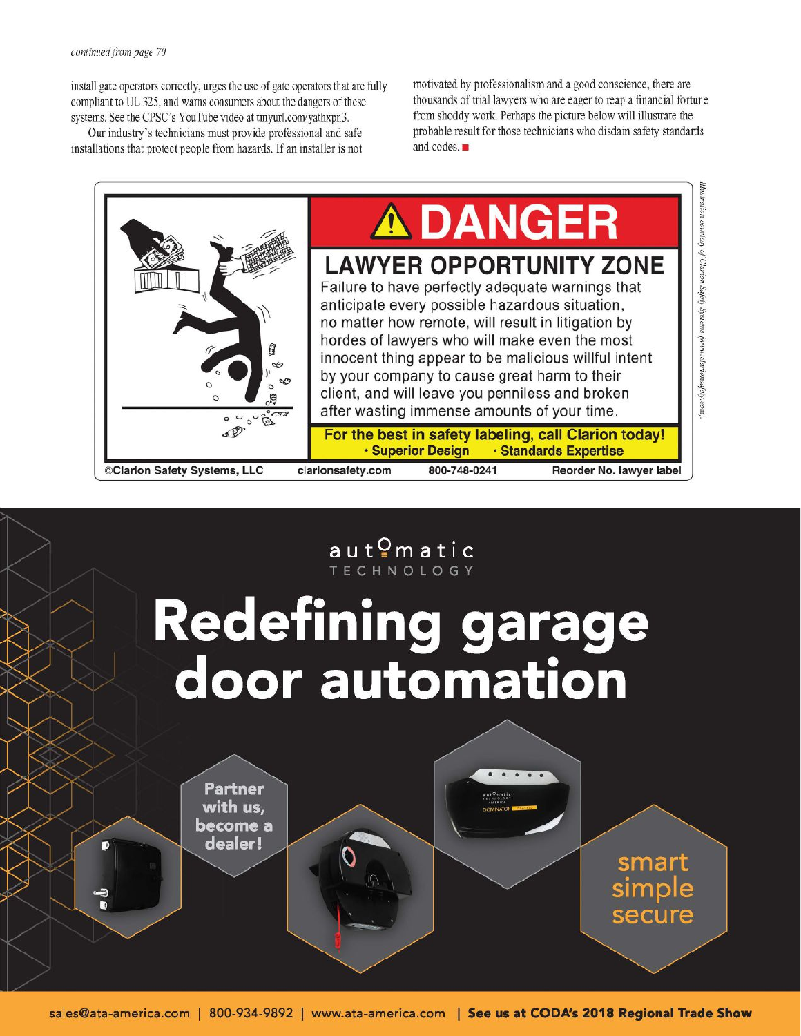*continued from page 70*

install gate operators correctly, urges the use of gate operators that are fully compliant to UL 325, and warns consumers about the dangers of these systems. See the CPSC's YouTube video at tinyurl.com/yathxpn3.

Our industry's technicians must provide professional and safe installations that protect people from hazards. If an installer is not motivated by professionalism and a good conscience, there are thousands of trial lawyers who are eager to reap a financial fortune from shoddy work. Perhaps the picture below will illustrate the probable result for those technicians who disdain safety standards and codes. ■

**⚠ DANGER**

**LAWYER OPPORTUNITY ZONE**

Failure to have perfectly adequate warnings that anticipate every possible hazardous situation, no matter how remote, will result in litigation by hordes of lawyers who will make even the most innocent thing appear to be malicious willful intent by your company to cause great harm to their client, and will leave you penniless and broken after wasting immense amounts of your time.

**For the best in safety labeling, call Clarion today!**
**· Superior Design · Standards Expertise**

©Clarion Safety Systems, LLC clarionsafety.com 800-748-0241 Reorder No. lawyer label

*Illustration courtesy of Clarion Safety Systems (www.clarionsafety.com).*

automatic TECHNOLOGY

# Redefining garage door automation

Partner with us, become a dealer!

smart simple secure

sales@ata-america.com | 800-934-9892 | www.ata-america.com | **See us at CODA's 2018 Regional Trade Show**